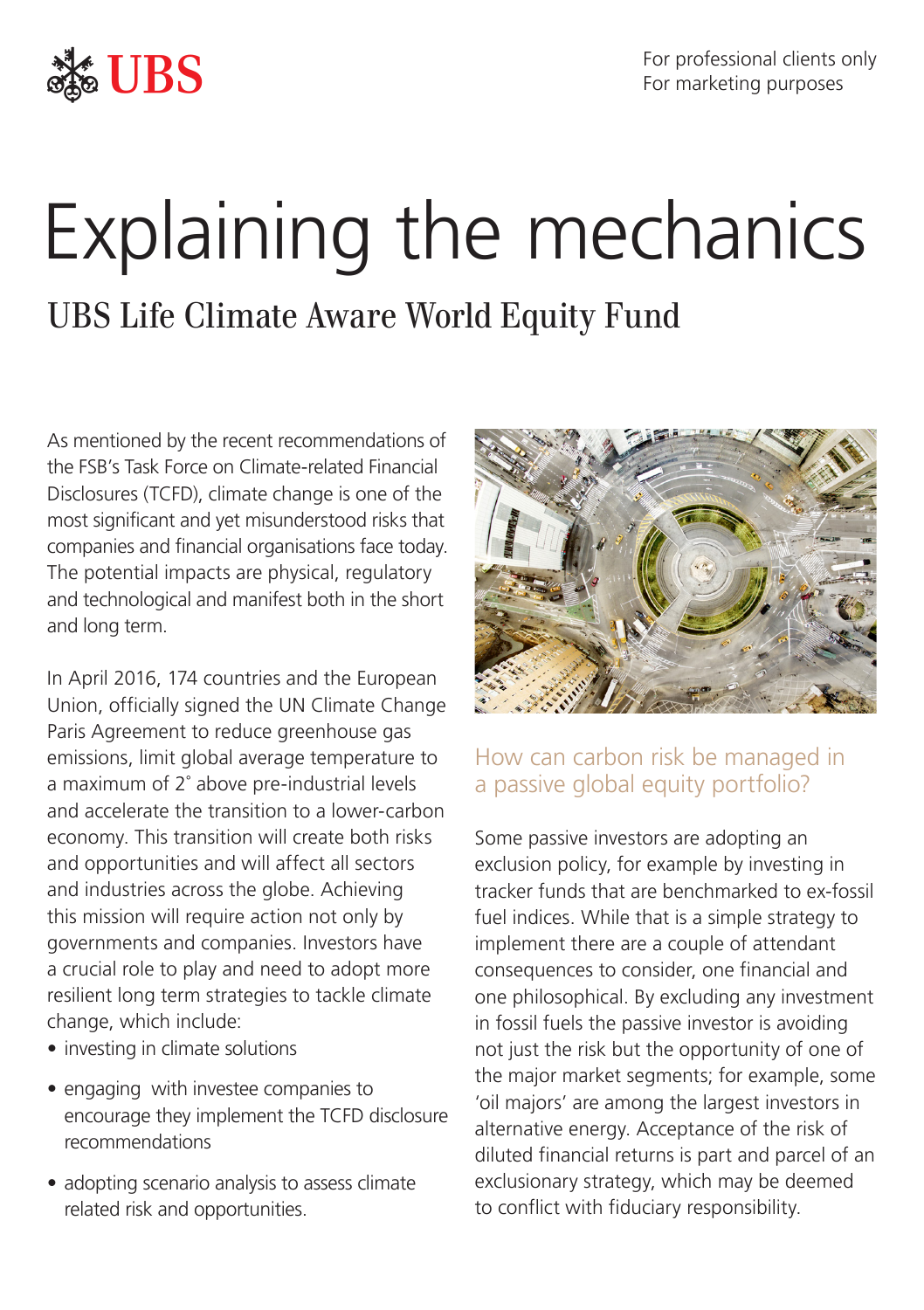UBS

For professional clients only
For marketing purposes

# Explaining the mechanics

## UBS Life Climate Aware World Equity Fund

As mentioned by the recent recommendations of the FSB's Task Force on Climate-related Financial Disclosures (TCFD), climate change is one of the most significant and yet misunderstood risks that companies and financial organisations face today. The potential impacts are physical, regulatory and technological and manifest both in the short and long term.

In April 2016, 174 countries and the European Union, officially signed the UN Climate Change Paris Agreement to reduce greenhouse gas emissions, limit global average temperature to a maximum of 2˚ above pre-industrial levels and accelerate the transition to a lower-carbon economy. This transition will create both risks and opportunities and will affect all sectors and industries across the globe. Achieving this mission will require action not only by governments and companies. Investors have a crucial role to play and need to adopt more resilient long term strategies to tackle climate change, which include:

- investing in climate solutions
- engaging with investee companies to encourage they implement the TCFD disclosure recommendations
- adopting scenario analysis to assess climate related risk and opportunities.

### How can carbon risk be managed in a passive global equity portfolio?

Some passive investors are adopting an exclusion policy, for example by investing in tracker funds that are benchmarked to ex-fossil fuel indices. While that is a simple strategy to implement there are a couple of attendant consequences to consider, one financial and one philosophical. By excluding any investment in fossil fuels the passive investor is avoiding not just the risk but the opportunity of one of the major market segments; for example, some 'oil majors' are among the largest investors in alternative energy. Acceptance of the risk of diluted financial returns is part and parcel of an exclusionary strategy, which may be deemed to conflict with fiduciary responsibility.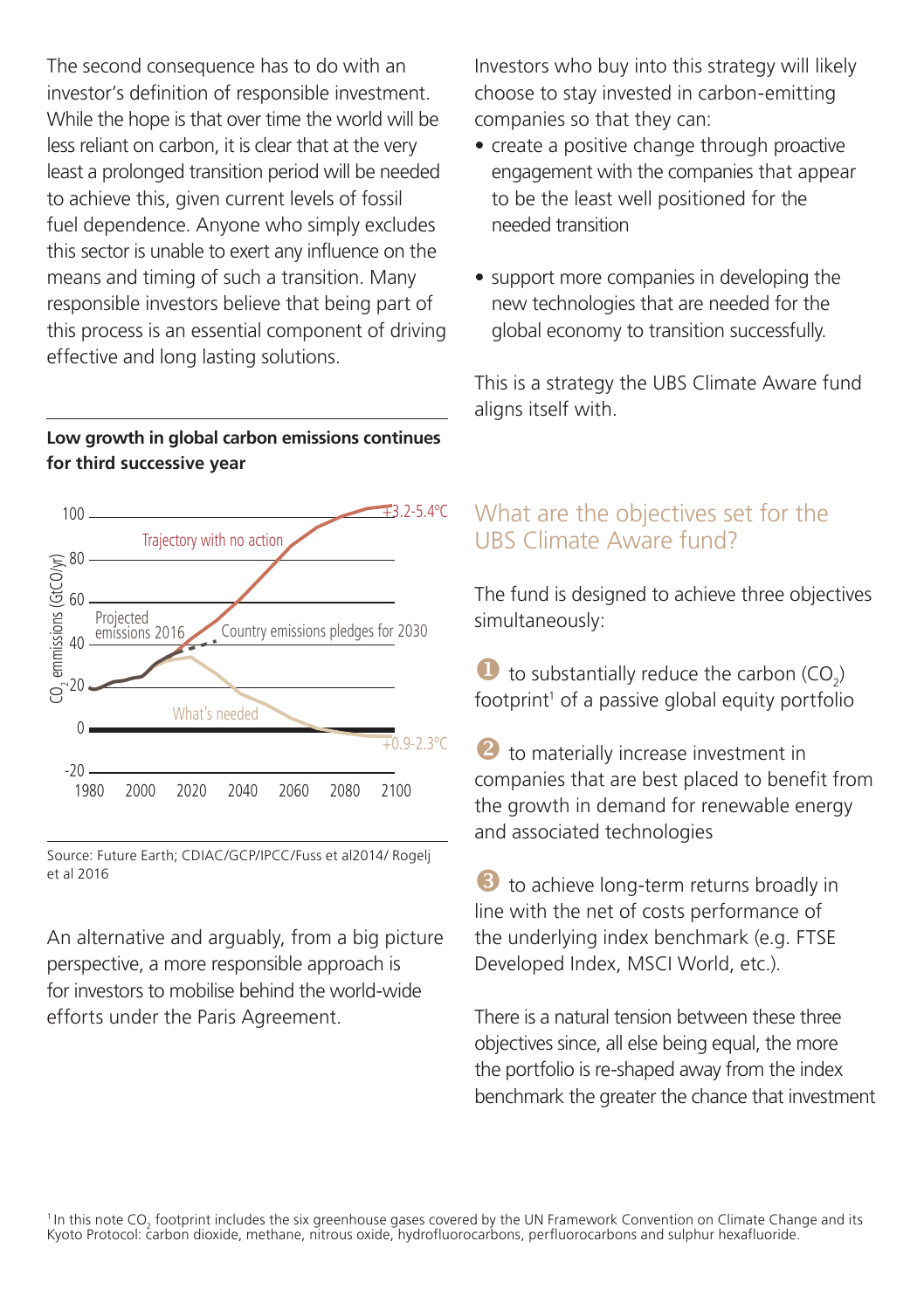The second consequence has to do with an investor's definition of responsible investment. While the hope is that over time the world will be less reliant on carbon, it is clear that at the very least a prolonged transition period will be needed to achieve this, given current levels of fossil fuel dependence. Anyone who simply excludes this sector is unable to exert any influence on the means and timing of such a transition. Many responsible investors believe that being part of this process is an essential component of driving effective and long lasting solutions.

**Low growth in global carbon emissions continues for third successive year**

Source: Future Earth; CDIAC/GCP/IPCC/Fuss et al2014/ Rogelj et al 2016

An alternative and arguably, from a big picture perspective, a more responsible approach is for investors to mobilise behind the world-wide efforts under the Paris Agreement.

Investors who buy into this strategy will likely choose to stay invested in carbon-emitting companies so that they can:

- create a positive change through proactive engagement with the companies that appear to be the least well positioned for the needed transition
- support more companies in developing the new technologies that are needed for the global economy to transition successfully.

This is a strategy the UBS Climate Aware fund aligns itself with.

## What are the objectives set for the UBS Climate Aware fund?

The fund is designed to achieve three objectives simultaneously:

1. to substantially reduce the carbon ($CO_2$) footprint[1] of a passive global equity portfolio
2. to materially increase investment in companies that are best placed to benefit from the growth in demand for renewable energy and associated technologies
3. to achieve long-term returns broadly in line with the net of costs performance of the underlying index benchmark (e.g. FTSE Developed Index, MSCI World, etc.).

There is a natural tension between these three objectives since, all else being equal, the more the portfolio is re-shaped away from the index benchmark the greater the chance that investment

[1] In this note $CO_2$ footprint includes the six greenhouse gases covered by the UN Framework Convention on Climate Change and its Kyoto Protocol: carbon dioxide, methane, nitrous oxide, hydrofluorocarbons, perfluorocarbons and sulphur hexafluoride.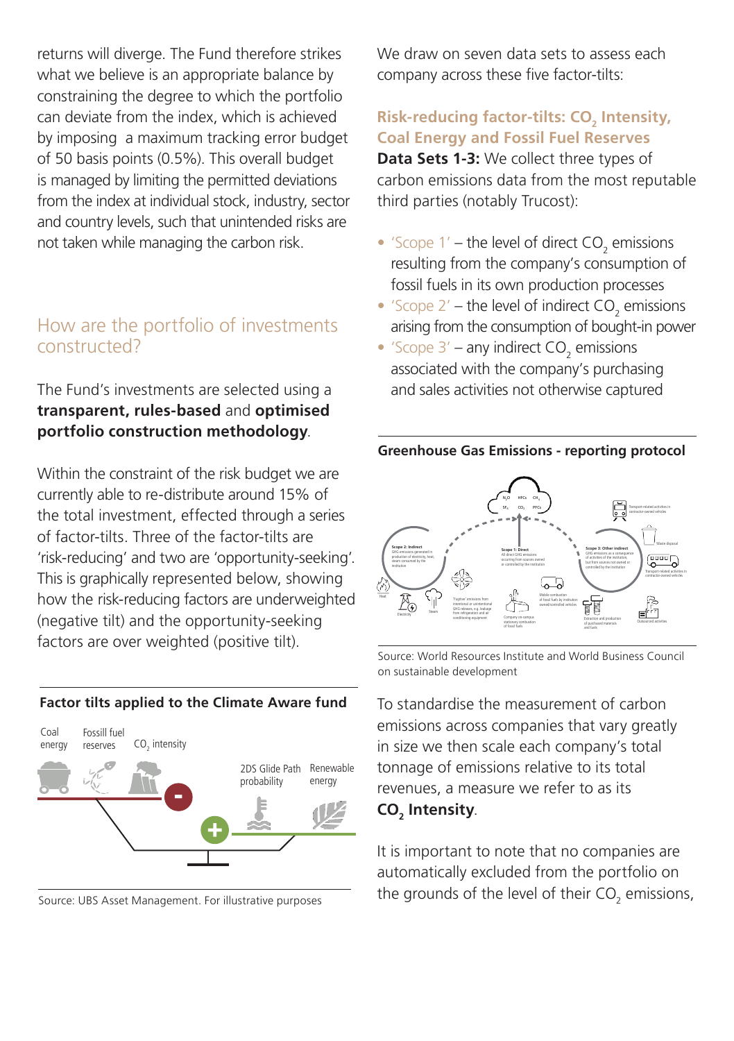returns will diverge. The Fund therefore strikes what we believe is an appropriate balance by constraining the degree to which the portfolio can deviate from the index, which is achieved by imposing a maximum tracking error budget of 50 basis points (0.5%). This overall budget is managed by limiting the permitted deviations from the index at individual stock, industry, sector and country levels, such that unintended risks are not taken while managing the carbon risk.

## How are the portfolio of investments constructed?

The Fund's investments are selected using a **transparent, rules-based** and **optimised portfolio construction methodology**.

Within the constraint of the risk budget we are currently able to re-distribute around 15% of the total investment, effected through a series of factor-tilts. Three of the factor-tilts are 'risk-reducing' and two are 'opportunity-seeking'. This is graphically represented below, showing how the risk-reducing factors are underweighted (negative tilt) and the opportunity-seeking factors are over weighted (positive tilt).

**Factor tilts applied to the Climate Aware fund**

Coal energy | Fossill fuel reserves | $CO_2$ intensity | - | + | 2DS Glide Path probability | Renewable energy

Source: UBS Asset Management. For illustrative purposes

We draw on seven data sets to assess each company across these five factor-tilts:

### Risk-reducing factor-tilts: $CO_2$ Intensity, Coal Energy and Fossil Fuel Reserves

**Data Sets 1-3:** We collect three types of carbon emissions data from the most reputable third parties (notably Trucost):

- 'Scope 1' – the level of direct $CO_2$ emissions resulting from the company's consumption of fossil fuels in its own production processes
- 'Scope 2' – the level of indirect $CO_2$ emissions arising from the consumption of bought-in power
- 'Scope 3' – any indirect $CO_2$ emissions associated with the company's purchasing and sales activities not otherwise captured

**Greenhouse Gas Emissions - reporting protocol**

$N_2O$ HFCs $CH_4$ $SF_6$ $CO_2$ PFCs

Scope 2: Indirect – GHG emissions generated in production of electricity, heat, steam consumed by the institution

Scope 1: Direct – All direct GHG emissions occurring from sources owned or controlled by the institution

Scope 3: Other indirect – GHG emissions as a consequence of activities of the institution, but from sources not owned or controlled by the institution

Heat; Electricity; Steam; 'Fugitive' emissions from intentional or unintentional GHG releases, e.g. leakage from refrigeration and air conditioning equipment; Company on-campus stationary combustion of fossil fuels; Mobile combustion of fossil fuels by institution owned/controlled vehicles; Extraction and production of purchased materials and fuels; Outsourced activities; Transport-related activities in contractor-owned vehicles; Waste disposal; Transport-related activities in contractor-owned vehicles

Source: World Resources Institute and World Business Council on sustainable development

To standardise the measurement of carbon emissions across companies that vary greatly in size we then scale each company's total tonnage of emissions relative to its total revenues, a measure we refer to as its **$CO_2$ Intensity**.

It is important to note that no companies are automatically excluded from the portfolio on the grounds of the level of their $CO_2$ emissions,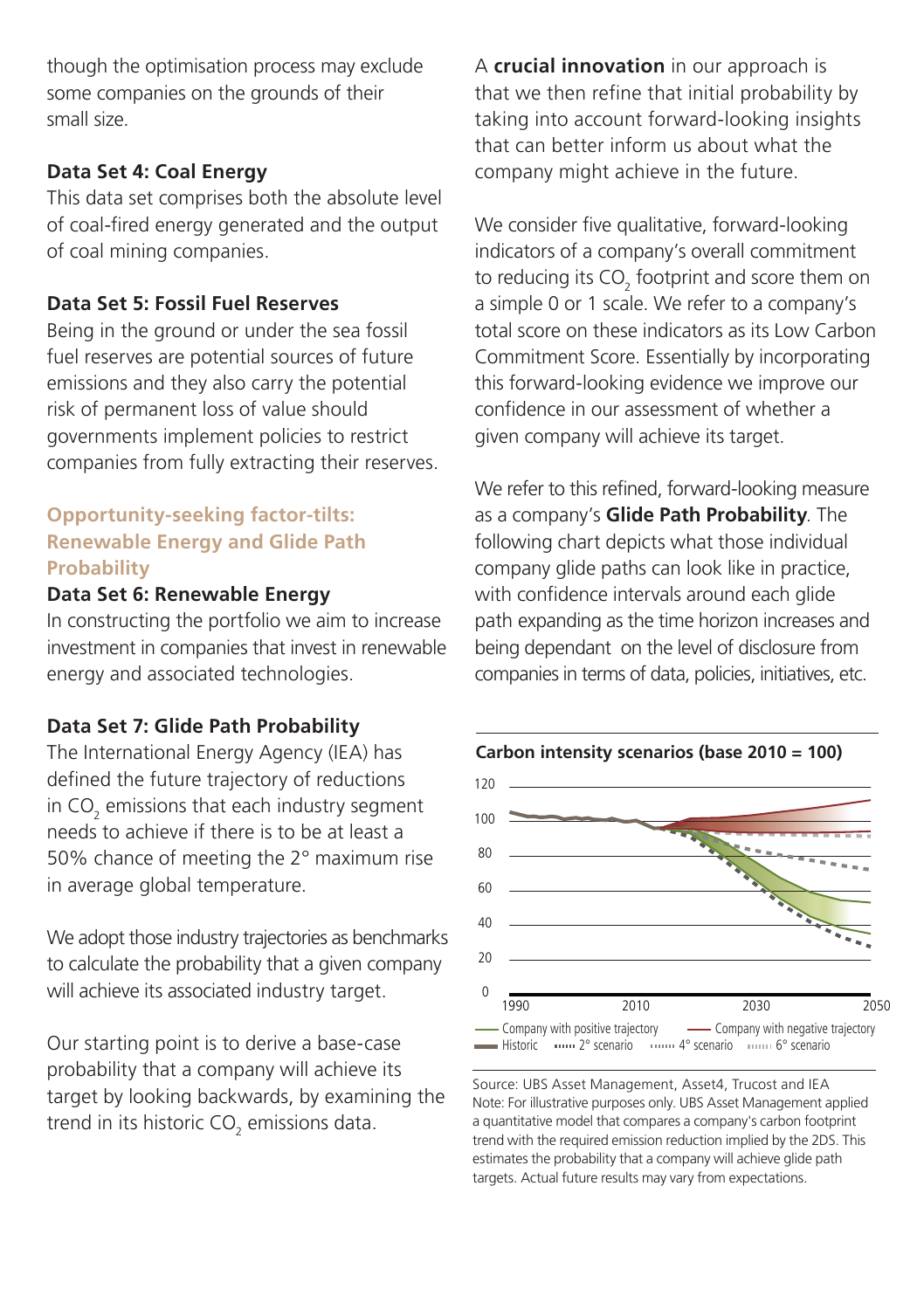though the optimisation process may exclude some companies on the grounds of their small size.

### Data Set 4: Coal Energy

This data set comprises both the absolute level of coal-fired energy generated and the output of coal mining companies.

### Data Set 5: Fossil Fuel Reserves

Being in the ground or under the sea fossil fuel reserves are potential sources of future emissions and they also carry the potential risk of permanent loss of value should governments implement policies to restrict companies from fully extracting their reserves.

## Opportunity-seeking factor-tilts: Renewable Energy and Glide Path Probability

### Data Set 6: Renewable Energy

In constructing the portfolio we aim to increase investment in companies that invest in renewable energy and associated technologies.

### Data Set 7: Glide Path Probability

The International Energy Agency (IEA) has defined the future trajectory of reductions in $CO_2$ emissions that each industry segment needs to achieve if there is to be at least a 50% chance of meeting the 2° maximum rise in average global temperature.

We adopt those industry trajectories as benchmarks to calculate the probability that a given company will achieve its associated industry target.

Our starting point is to derive a base-case probability that a company will achieve its target by looking backwards, by examining the trend in its historic $CO_2$ emissions data.

A **crucial innovation** in our approach is that we then refine that initial probability by taking into account forward-looking insights that can better inform us about what the company might achieve in the future.

We consider five qualitative, forward-looking indicators of a company's overall commitment to reducing its $CO_2$ footprint and score them on a simple 0 or 1 scale. We refer to a company's total score on these indicators as its Low Carbon Commitment Score. Essentially by incorporating this forward-looking evidence we improve our confidence in our assessment of whether a given company will achieve its target.

We refer to this refined, forward-looking measure as a company's **Glide Path Probability**. The following chart depicts what those individual company glide paths can look like in practice, with confidence intervals around each glide path expanding as the time horizon increases and being dependant on the level of disclosure from companies in terms of data, policies, initiatives, etc.

**Carbon intensity scenarios (base 2010 = 100)**

Source: UBS Asset Management, Asset4, Trucost and IEA
Note: For illustrative purposes only. UBS Asset Management applied a quantitative model that compares a company's carbon footprint trend with the required emission reduction implied by the 2DS. This estimates the probability that a company will achieve glide path targets. Actual future results may vary from expectations.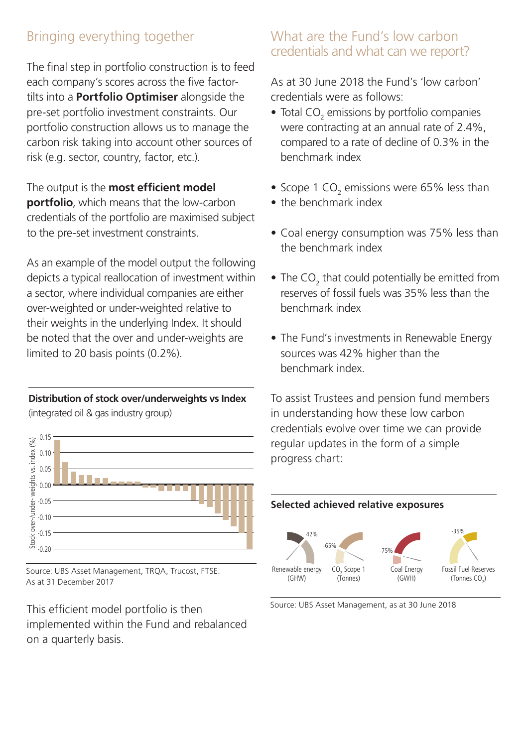## Bringing everything together

The final step in portfolio construction is to feed each company's scores across the five factor-tilts into a **Portfolio Optimiser** alongside the pre-set portfolio investment constraints. Our portfolio construction allows us to manage the carbon risk taking into account other sources of risk (e.g. sector, country, factor, etc.).

The output is the **most efficient model portfolio**, which means that the low-carbon credentials of the portfolio are maximised subject to the pre-set investment constraints.

As an example of the model output the following depicts a typical reallocation of investment within a sector, where individual companies are either over-weighted or under-weighted relative to their weights in the underlying Index. It should be noted that the over and under-weights are limited to 20 basis points (0.2%).

**Distribution of stock over/underweights vs Index**
(integrated oil & gas industry group)

Source: UBS Asset Management, TRQA, Trucost, FTSE.
As at 31 December 2017

This efficient model portfolio is then implemented within the Fund and rebalanced on a quarterly basis.

## What are the Fund's low carbon credentials and what can we report?

As at 30 June 2018 the Fund's 'low carbon' credentials were as follows:

- Total $CO_2$ emissions by portfolio companies were contracting at an annual rate of 2.4%, compared to a rate of decline of 0.3% in the benchmark index
- Scope 1 $CO_2$ emissions were 65% less than
- the benchmark index
- Coal energy consumption was 75% less than the benchmark index
- The $CO_2$ that could potentially be emitted from reserves of fossil fuels was 35% less than the benchmark index
- The Fund's investments in Renewable Energy sources was 42% higher than the benchmark index.

To assist Trustees and pension fund members in understanding how these low carbon credentials evolve over time we can provide regular updates in the form of a simple progress chart:

**Selected achieved relative exposures**

| Renewable energy (GHW) | $CO_2$ Scope 1 (Tonnes) | Coal Energy (GWH) | Fossil Fuel Reserves (Tonnes $CO_2$) |
|---|---|---|---|
| 42% | -65% | -75% | -35% |

Source: UBS Asset Management, as at 30 June 2018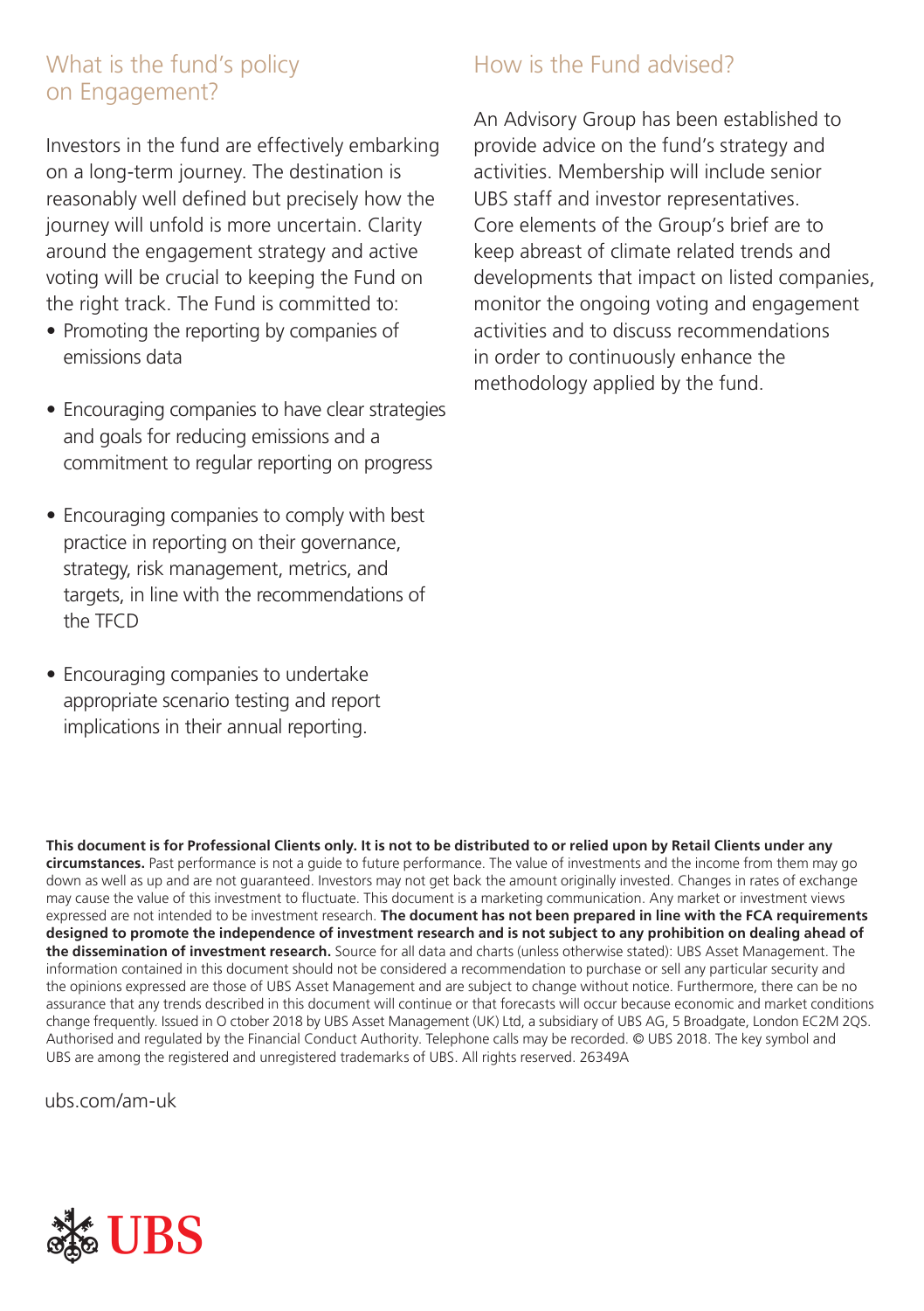## What is the fund's policy on Engagement?

Investors in the fund are effectively embarking on a long-term journey. The destination is reasonably well defined but precisely how the journey will unfold is more uncertain. Clarity around the engagement strategy and active voting will be crucial to keeping the Fund on the right track. The Fund is committed to:

- Promoting the reporting by companies of emissions data
- Encouraging companies to have clear strategies and goals for reducing emissions and a commitment to regular reporting on progress
- Encouraging companies to comply with best practice in reporting on their governance, strategy, risk management, metrics, and targets, in line with the recommendations of the TFCD
- Encouraging companies to undertake appropriate scenario testing and report implications in their annual reporting.

## How is the Fund advised?

An Advisory Group has been established to provide advice on the fund's strategy and activities. Membership will include senior UBS staff and investor representatives. Core elements of the Group's brief are to keep abreast of climate related trends and developments that impact on listed companies, monitor the ongoing voting and engagement activities and to discuss recommendations in order to continuously enhance the methodology applied by the fund.

**This document is for Professional Clients only. It is not to be distributed to or relied upon by Retail Clients under any circumstances.** Past performance is not a guide to future performance. The value of investments and the income from them may go down as well as up and are not guaranteed. Investors may not get back the amount originally invested. Changes in rates of exchange may cause the value of this investment to fluctuate. This document is a marketing communication. Any market or investment views expressed are not intended to be investment research. **The document has not been prepared in line with the FCA requirements designed to promote the independence of investment research and is not subject to any prohibition on dealing ahead of the dissemination of investment research.** Source for all data and charts (unless otherwise stated): UBS Asset Management. The information contained in this document should not be considered a recommendation to purchase or sell any particular security and the opinions expressed are those of UBS Asset Management and are subject to change without notice. Furthermore, there can be no assurance that any trends described in this document will continue or that forecasts will occur because economic and market conditions change frequently. Issued in O ctober 2018 by UBS Asset Management (UK) Ltd, a subsidiary of UBS AG, 5 Broadgate, London EC2M 2QS. Authorised and regulated by the Financial Conduct Authority. Telephone calls may be recorded. © UBS 2018. The key symbol and UBS are among the registered and unregistered trademarks of UBS. All rights reserved. 26349A

ubs.com/am-uk

UBS